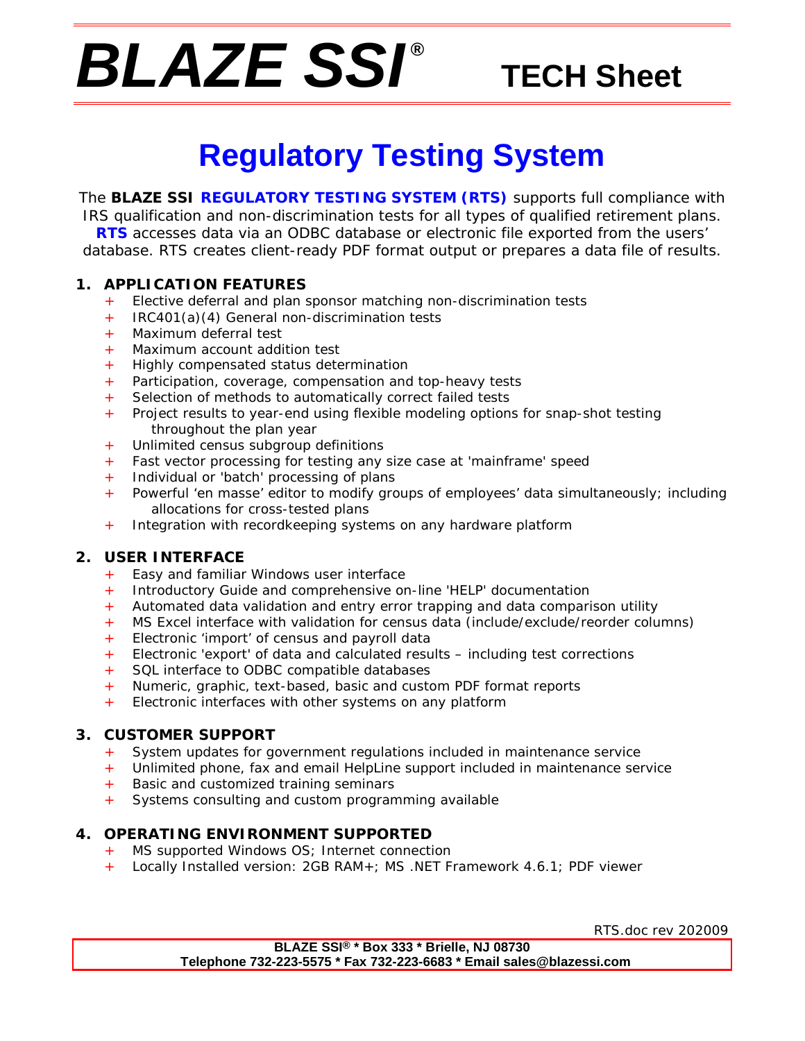# BLAZE SSI® TECH Sheet

## Regulatory Testing System

The **BLAZE SSI REGULATORY TESTING SYSTEM (RTS)** supports full compliance with IRS qualification and non-discrimination tests for all types of qualified retirement plans. **RTS** accesses data via an ODBC database or electronic file exported from the users' database. RTS creates client-ready PDF format output or prepares a data file of results.

### 1. APPLICATION FEATURES

+ Elective deferral and plan sponsor matching non-discrimination tests
+ IRC401(a)(4) General non-discrimination tests
+ Maximum deferral test
+ Maximum account addition test
+ Highly compensated status determination
+ Participation, coverage, compensation and top-heavy tests
+ Selection of methods to automatically correct failed tests
+ Project results to year-end using flexible modeling options for snap-shot testing throughout the plan year
+ Unlimited census subgroup definitions
+ Fast vector processing for testing any size case at 'mainframe' speed
+ Individual or 'batch' processing of plans
+ Powerful 'en masse' editor to modify groups of employees' data simultaneously; including allocations for cross-tested plans
+ Integration with recordkeeping systems on any hardware platform

### 2. USER INTERFACE

+ Easy and familiar Windows user interface
+ Introductory Guide and comprehensive on-line 'HELP' documentation
+ Automated data validation and entry error trapping and data comparison utility
+ MS Excel interface with validation for census data (include/exclude/reorder columns)
+ Electronic 'import' of census and payroll data
+ Electronic 'export' of data and calculated results – including test corrections
+ SQL interface to ODBC compatible databases
+ Numeric, graphic, text-based, basic and custom PDF format reports
+ Electronic interfaces with other systems on any platform

### 3. CUSTOMER SUPPORT

+ System updates for government regulations included in maintenance service
+ Unlimited phone, fax and email HelpLine support included in maintenance service
+ Basic and customized training seminars
+ Systems consulting and custom programming available

### 4. OPERATING ENVIRONMENT SUPPORTED

+ MS supported Windows OS; Internet connection
+ Locally Installed version: 2GB RAM+; MS .NET Framework 4.6.1; PDF viewer

RTS.doc rev 202009

**BLAZE SSI® * Box 333 * Brielle, NJ 08730**
**Telephone 732-223-5575 * Fax 732-223-6683 * Email sales@blazessi.com**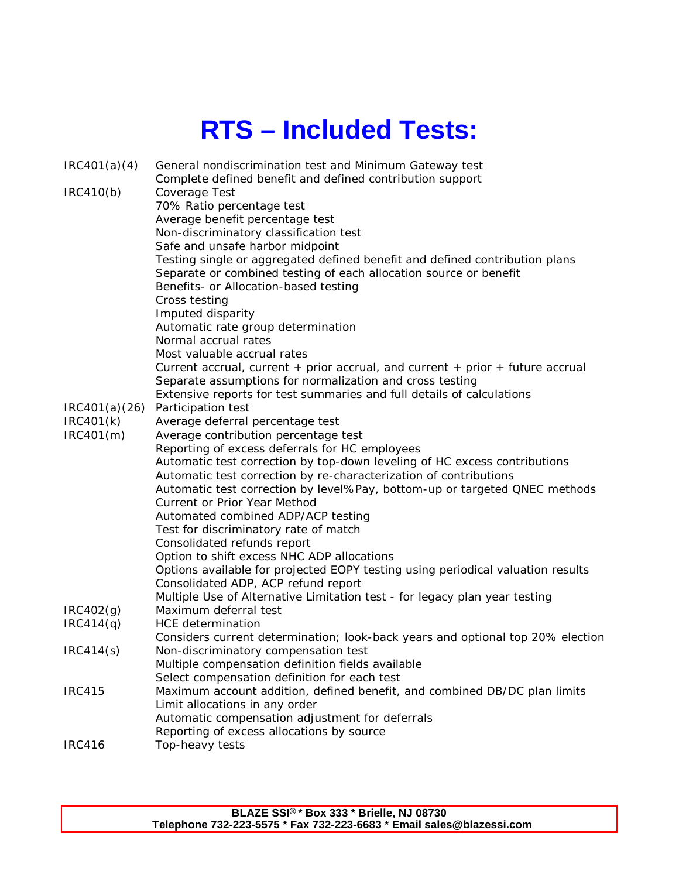# RTS – Included Tests:

| | |
|---|---|
| IRC401(a)(4) | General nondiscrimination test and Minimum Gateway test |
| | Complete defined benefit and defined contribution support |
| IRC410(b) | Coverage Test |
| | 70% Ratio percentage test |
| | Average benefit percentage test |
| | Non-discriminatory classification test |
| | Safe and unsafe harbor midpoint |
| | Testing single or aggregated defined benefit and defined contribution plans |
| | Separate or combined testing of each allocation source or benefit |
| | Benefits- or Allocation-based testing |
| | Cross testing |
| | Imputed disparity |
| | Automatic rate group determination |
| | Normal accrual rates |
| | Most valuable accrual rates |
| | Current accrual, current + prior accrual, and current + prior + future accrual |
| | Separate assumptions for normalization and cross testing |
| | Extensive reports for test summaries and full details of calculations |
| IRC401(a)(26) | Participation test |
| IRC401(k) | Average deferral percentage test |
| IRC401(m) | Average contribution percentage test |
| | Reporting of excess deferrals for HC employees |
| | Automatic test correction by top-down leveling of HC excess contributions |
| | Automatic test correction by re-characterization of contributions |
| | Automatic test correction by level%Pay, bottom-up or targeted QNEC methods |
| | Current or Prior Year Method |
| | Automated combined ADP/ACP testing |
| | Test for discriminatory rate of match |
| | Consolidated refunds report |
| | Option to shift excess NHC ADP allocations |
| | Options available for projected EOPY testing using periodical valuation results |
| | Consolidated ADP, ACP refund report |
| | Multiple Use of Alternative Limitation test - for legacy plan year testing |
| IRC402(g) | Maximum deferral test |
| IRC414(q) | HCE determination |
| | Considers current determination; look-back years and optional top 20% election |
| IRC414(s) | Non-discriminatory compensation test |
| | Multiple compensation definition fields available |
| | Select compensation definition for each test |
| IRC415 | Maximum account addition, defined benefit, and combined DB/DC plan limits |
| | Limit allocations in any order |
| | Automatic compensation adjustment for deferrals |
| | Reporting of excess allocations by source |
| IRC416 | Top-heavy tests |

**BLAZE SSI® * Box 333 * Brielle, NJ 08730**
**Telephone 732-223-5575 * Fax 732-223-6683 * Email sales@blazessi.com**